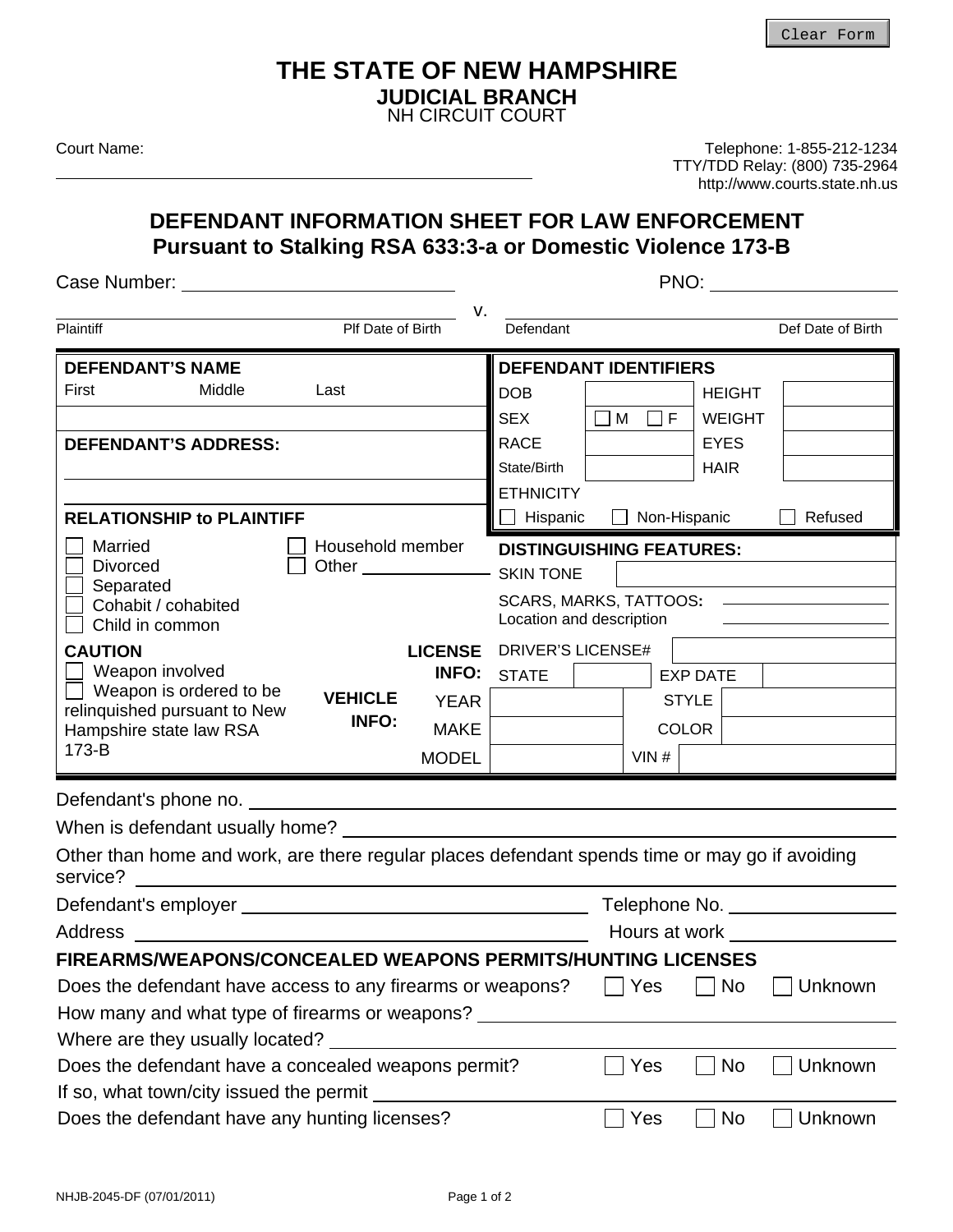Clear Form

# THE STATE OF NEW HAMPSHIRE
## JUDICIAL BRANCH
NH CIRCUIT COURT

Court Name: ______________________

Telephone: 1-855-212-1234
TTY/TDD Relay: (800) 735-2964
http://www.courts.state.nh.us

## DEFENDANT INFORMATION SHEET FOR LAW ENFORCEMENT
## Pursuant to Stalking RSA 633:3-a or Domestic Violence 173-B

Case Number: ______________________ PNO: ______________________

| | | | | |
|---|---|---|---|---|
| Plaintiff | Plf Date of Birth | v. | Defendant | Def Date of Birth |

**DEFENDANT'S NAME**

First | Middle | Last

**DEFENDANT'S ADDRESS:**

______________________

**RELATIONSHIP to PLAINTIFF**

- ☐ Married
- ☐ Divorced
- ☐ Separated
- ☐ Cohabit / cohabited
- ☐ Child in common
- ☐ Household member
- ☐ Other ______________

**CAUTION**

- ☐ Weapon involved
- ☐ Weapon is ordered to be relinquished pursuant to New Hampshire state law RSA 173-B

**DEFENDANT IDENTIFIERS**

| | | | |
|---|---|---|---|
| DOB | | HEIGHT | |
| SEX | ☐ M ☐ F | WEIGHT | |
| RACE | | EYES | |
| State/Birth | | HAIR | |

ETHNICITY ☐ Hispanic ☐ Non-Hispanic ☐ Refused

**DISTINGUISHING FEATURES:**

SKIN TONE ______________

SCARS, MARKS, TATTOOS: Location and description ______________

**LICENSE INFO:**

| | | | |
|---|---|---|---|
| DRIVER'S LICENSE# | | | |
| STATE | | EXP DATE | |

**VEHICLE INFO:**

| | | | |
|---|---|---|---|
| YEAR | | STYLE | |
| MAKE | | COLOR | |
| MODEL | | VIN # | |

Defendant's phone no. ______________________

When is defendant usually home? ______________________

Other than home and work, are there regular places defendant spends time or may go if avoiding service? ______________________

Defendant's employer ______________________ Telephone No. ______________

Address ______________________ Hours at work ______________

### FIREARMS/WEAPONS/CONCEALED WEAPONS PERMITS/HUNTING LICENSES

Does the defendant have access to any firearms or weapons? ☐ Yes ☐ No ☐ Unknown

How many and what type of firearms or weapons? ______________________

Where are they usually located? ______________________

Does the defendant have a concealed weapons permit? ☐ Yes ☐ No ☐ Unknown

If so, what town/city issued the permit ______________________

Does the defendant have any hunting licenses? ☐ Yes ☐ No ☐ Unknown

NHJB-2045-DF (07/01/2011)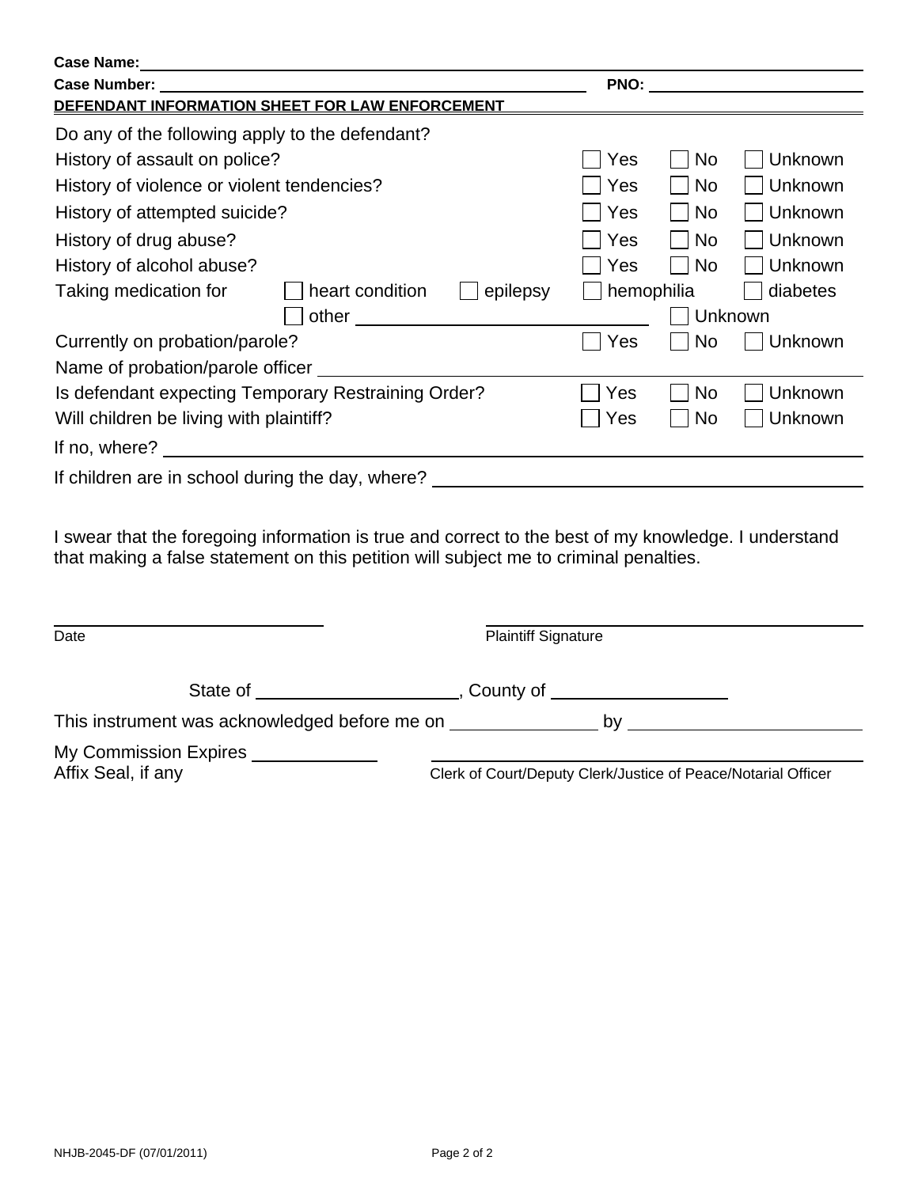**Case Name:** ______________________________________________

**Case Number:** ______________________________ **PNO:** ______________________

**DEFENDANT INFORMATION SHEET FOR LAW ENFORCEMENT**

Do any of the following apply to the defendant?

| | | | |
|---|---|---|---|
| History of assault on police? | ☐ Yes | ☐ No | ☐ Unknown |
| History of violence or violent tendencies? | ☐ Yes | ☐ No | ☐ Unknown |
| History of attempted suicide? | ☐ Yes | ☐ No | ☐ Unknown |
| History of drug abuse? | ☐ Yes | ☐ No | ☐ Unknown |
| History of alcohol abuse? | ☐ Yes | ☐ No | ☐ Unknown |

Taking medication for ☐ heart condition ☐ epilepsy ☐ hemophilia ☐ diabetes
☐ other ______________________ ☐ Unknown

| | | | |
|---|---|---|---|
| Currently on probation/parole? | ☐ Yes | ☐ No | ☐ Unknown |

Name of probation/parole officer ______________________________

| | | | |
|---|---|---|---|
| Is defendant expecting Temporary Restraining Order? | ☐ Yes | ☐ No | ☐ Unknown |
| Will children be living with plaintiff? | ☐ Yes | ☐ No | ☐ Unknown |

If no, where? ______________________________________________

If children are in school during the day, where? ______________________________

I swear that the foregoing information is true and correct to the best of my knowledge. I understand that making a false statement on this petition will subject me to criminal penalties.

______________________ ______________________
Date Plaintiff Signature

State of ______________________, County of ______________________

This instrument was acknowledged before me on ______________ by ______________________

My Commission Expires ______________
Affix Seal, if any

______________________________________________
Clerk of Court/Deputy Clerk/Justice of Peace/Notarial Officer

NHJB-2045-DF (07/01/2011)